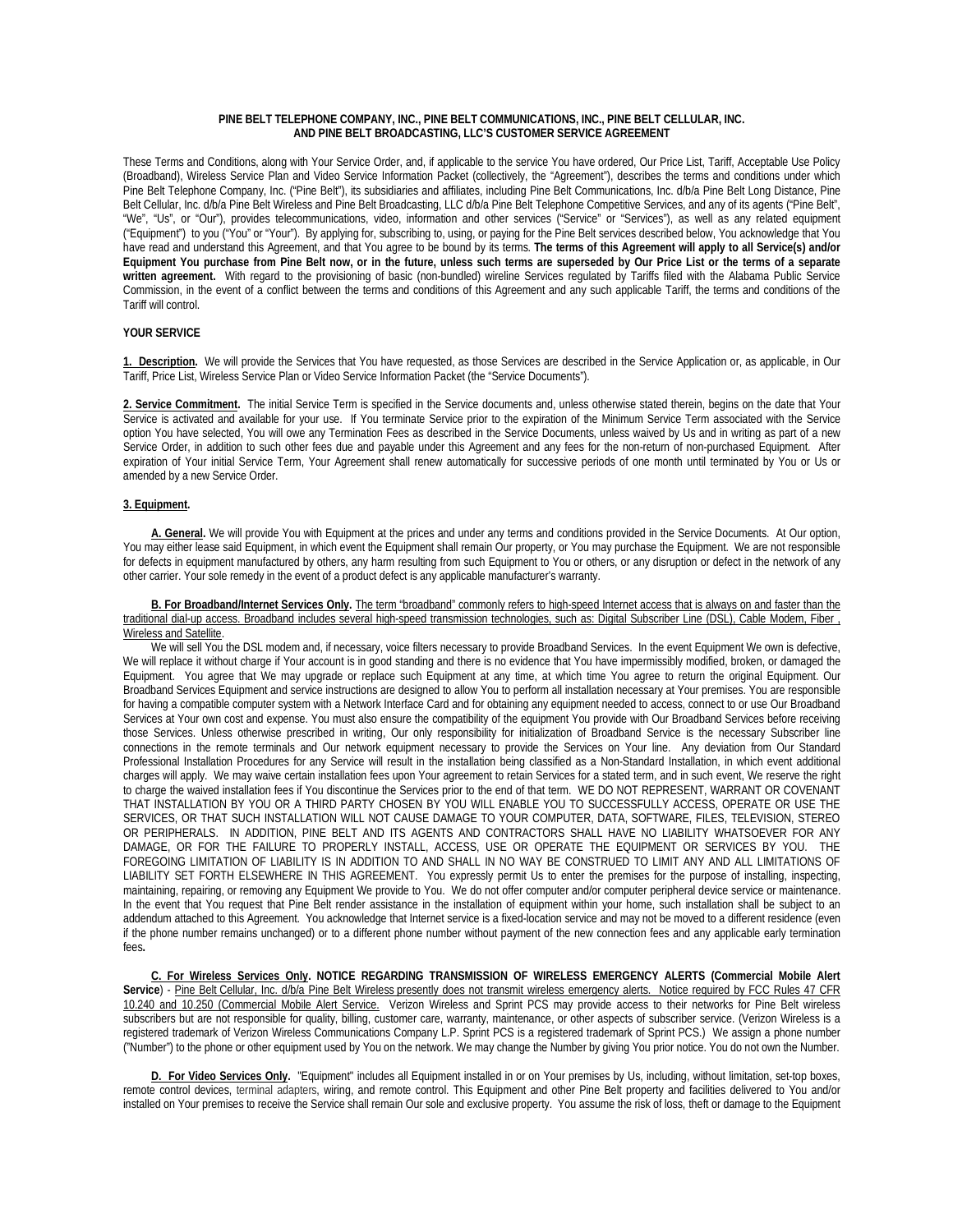**PINE BELT TELEPHONE COMPANY, INC., PINE BELT COMMUNICATIONS, INC., PINE BELT CELLULAR, INC. AND PINE BELT BROADCASTING, LLC'S CUSTOMER SERVICE AGREEMENT**

These Terms and Conditions, along with Your Service Order, and, if applicable to the service You have ordered, Our Price List, Tariff, Acceptable Use Policy (Broadband), Wireless Service Plan and Video Service Information Packet (collectively, the "Agreement"), describes the terms and conditions under which Pine Belt Telephone Company, Inc. ("Pine Belt"), its subsidiaries and affiliates, including Pine Belt Communications, Inc. d/b/a Pine Belt Long Distance, Pine Belt Cellular, Inc. d/b/a Pine Belt Wireless and Pine Belt Broadcasting, LLC d/b/a Pine Belt Telephone Competitive Services, and any of its agents ("Pine Belt", "We", "Us", or "Our"), provides telecommunications, video, information and other services ("Service" or "Services"), as well as any related equipment ("Equipment") to you ("You" or "Your"). By applying for, subscribing to, using, or paying for the Pine Belt services described below, You acknowledge that You have read and understand this Agreement, and that You agree to be bound by its terms. **The terms of this Agreement will apply to all Service(s) and/or Equipment You purchase from Pine Belt now, or in the future, unless such terms are superseded by Our Price List or the terms of a separate written agreement.** With regard to the provisioning of basic (non-bundled) wireline Services regulated by Tariffs filed with the Alabama Public Service Commission, in the event of a conflict between the terms and conditions of this Agreement and any such applicable Tariff, the terms and conditions of the Tariff will control.

**YOUR SERVICE**

**1. Description.** We will provide the Services that You have requested, as those Services are described in the Service Application or, as applicable, in Our Tariff, Price List, Wireless Service Plan or Video Service Information Packet (the "Service Documents").

**2. Service Commitment.** The initial Service Term is specified in the Service documents and, unless otherwise stated therein, begins on the date that Your Service is activated and available for your use. If You terminate Service prior to the expiration of the Minimum Service Term associated with the Service option You have selected, You will owe any Termination Fees as described in the Service Documents, unless waived by Us and in writing as part of a new Service Order, in addition to such other fees due and payable under this Agreement and any fees for the non-return of non-purchased Equipment. After expiration of Your initial Service Term, Your Agreement shall renew automatically for successive periods of one month until terminated by You or Us or amended by a new Service Order.

**3. Equipment.**

**A. General.** We will provide You with Equipment at the prices and under any terms and conditions provided in the Service Documents. At Our option, You may either lease said Equipment, in which event the Equipment shall remain Our property, or You may purchase the Equipment. We are not responsible for defects in equipment manufactured by others, any harm resulting from such Equipment to You or others, or any disruption or defect in the network of any other carrier. Your sole remedy in the event of a product defect is any applicable manufacturer's warranty.

**B. For Broadband/Internet Services Only.** The term "broadband" commonly refers to high-speed Internet access that is always on and faster than the traditional dial-up access. Broadband includes several high-speed transmission technologies, such as: Digital Subscriber Line (DSL), Cable Modem, Fiber, Wireless and Satellite.

We will sell You the DSL modem and, if necessary, voice filters necessary to provide Broadband Services. In the event Equipment We own is defective, We will replace it without charge if Your account is in good standing and there is no evidence that You have impermissibly modified, broken, or damaged the Equipment. You agree that We may upgrade or replace such Equipment at any time, at which time You agree to return the original Equipment. Our Broadband Services Equipment and service instructions are designed to allow You to perform all installation necessary at Your premises. You are responsible for having a compatible computer system with a Network Interface Card and for obtaining any equipment needed to access, connect to or use Our Broadband Services at Your own cost and expense. You must also ensure the compatibility of the equipment You provide with Our Broadband Services before receiving those Services. Unless otherwise prescribed in writing, Our only responsibility for initialization of Broadband Service is the necessary Subscriber line connections in the remote terminals and Our network equipment necessary to provide the Services on Your line. Any deviation from Our Standard Professional Installation Procedures for any Service will result in the installation being classified as a Non-Standard Installation, in which event additional charges will apply. We may waive certain installation fees upon Your agreement to retain Services for a stated term, and in such event, We reserve the right to charge the waived installation fees if You discontinue the Services prior to the end of that term. WE DO NOT REPRESENT, WARRANT OR COVENANT THAT INSTALLATION BY YOU OR A THIRD PARTY CHOSEN BY YOU WILL ENABLE YOU TO SUCCESSFULLY ACCESS, OPERATE OR USE THE SERVICES, OR THAT SUCH INSTALLATION WILL NOT CAUSE DAMAGE TO YOUR COMPUTER, DATA, SOFTWARE, FILES, TELEVISION, STEREO OR PERIPHERALS. IN ADDITION, PINE BELT AND ITS AGENTS AND CONTRACTORS SHALL HAVE NO LIABILITY WHATSOEVER FOR ANY DAMAGE, OR FOR THE FAILURE TO PROPERLY INSTALL, ACCESS, USE OR OPERATE THE EQUIPMENT OR SERVICES BY YOU. THE FOREGOING LIMITATION OF LIABILITY IS IN ADDITION TO AND SHALL IN NO WAY BE CONSTRUED TO LIMIT ANY AND ALL LIMITATIONS OF LIABILITY SET FORTH ELSEWHERE IN THIS AGREEMENT. You expressly permit Us to enter the premises for the purpose of installing, inspecting, maintaining, repairing, or removing any Equipment We provide to You. We do not offer computer and/or computer peripheral device service or maintenance. In the event that You request that Pine Belt render assistance in the installation of equipment within your home, such installation shall be subject to an addendum attached to this Agreement. You acknowledge that Internet service is a fixed-location service and may not be moved to a different residence (even if the phone number remains unchanged) or to a different phone number without payment of the new connection fees and any applicable early termination fees**.**

**C. For Wireless Services Only. NOTICE REGARDING TRANSMISSION OF WIRELESS EMERGENCY ALERTS (Commercial Mobile Alert Service**) - Pine Belt Cellular, Inc. d/b/a Pine Belt Wireless presently does not transmit wireless emergency alerts. Notice required by FCC Rules 47 CFR 10.240 and 10.250 (Commercial Mobile Alert Service. Verizon Wireless and Sprint PCS may provide access to their networks for Pine Belt wireless subscribers but are not responsible for quality, billing, customer care, warranty, maintenance, or other aspects of subscriber service. (Verizon Wireless is a registered trademark of Verizon Wireless Communications Company L.P. Sprint PCS is a registered trademark of Sprint PCS.) We assign a phone number ("Number") to the phone or other equipment used by You on the network. We may change the Number by giving You prior notice. You do not own the Number.

**D. For Video Services Only.** "Equipment" includes all Equipment installed in or on Your premises by Us, including, without limitation, set-top boxes, remote control devices, terminal adapters, wiring, and remote control. This Equipment and other Pine Belt property and facilities delivered to You and/or installed on Your premises to receive the Service shall remain Our sole and exclusive property. You assume the risk of loss, theft or damage to the Equipment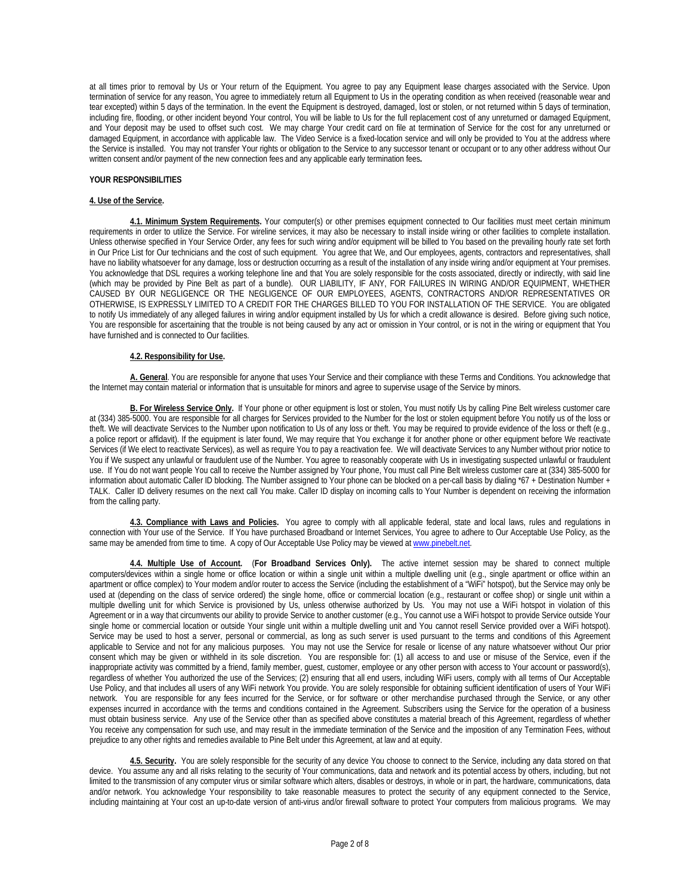at all times prior to removal by Us or Your return of the Equipment. You agree to pay any Equipment lease charges associated with the Service. Upon termination of service for any reason, You agree to immediately return all Equipment to Us in the operating condition as when received (reasonable wear and tear excepted) within 5 days of the termination. In the event the Equipment is destroyed, damaged, lost or stolen, or not returned within 5 days of termination, including fire, flooding, or other incident beyond Your control, You will be liable to Us for the full replacement cost of any unreturned or damaged Equipment, and Your deposit may be used to offset such cost. We may charge Your credit card on file at termination of Service for the cost for any unreturned or damaged Equipment, in accordance with applicable law. The Video Service is a fixed-location service and will only be provided to You at the address where the Service is installed. You may not transfer Your rights or obligation to the Service to any successor tenant or occupant or to any other address without Our written consent and/or payment of the new connection fees and any applicable early termination fees**.**

**YOUR RESPONSIBILITIES**

**4. Use of the Service.**

**4.1. Minimum System Requirements.** Your computer(s) or other premises equipment connected to Our facilities must meet certain minimum requirements in order to utilize the Service. For wireline services, it may also be necessary to install inside wiring or other facilities to complete installation. Unless otherwise specified in Your Service Order, any fees for such wiring and/or equipment will be billed to You based on the prevailing hourly rate set forth in Our Price List for Our technicians and the cost of such equipment. You agree that We, and Our employees, agents, contractors and representatives, shall have no liability whatsoever for any damage, loss or destruction occurring as a result of the installation of any inside wiring and/or equipment at Your premises. You acknowledge that DSL requires a working telephone line and that You are solely responsible for the costs associated, directly or indirectly, with said line (which may be provided by Pine Belt as part of a bundle). OUR LIABILITY, IF ANY, FOR FAILURES IN WIRING AND/OR EQUIPMENT, WHETHER CAUSED BY OUR NEGLIGENCE OR THE NEGLIGENCE OF OUR EMPLOYEES, AGENTS, CONTRACTORS AND/OR REPRESENTATIVES OR OTHERWISE, IS EXPRESSLY LIMITED TO A CREDIT FOR THE CHARGES BILLED TO YOU FOR INSTALLATION OF THE SERVICE. You are obligated to notify Us immediately of any alleged failures in wiring and/or equipment installed by Us for which a credit allowance is desired. Before giving such notice, You are responsible for ascertaining that the trouble is not being caused by any act or omission in Your control, or is not in the wiring or equipment that You have furnished and is connected to Our facilities.

**4.2. Responsibility for Use.**

**A. General**. You are responsible for anyone that uses Your Service and their compliance with these Terms and Conditions. You acknowledge that the Internet may contain material or information that is unsuitable for minors and agree to supervise usage of the Service by minors.

**B. For Wireless Service Only.** If Your phone or other equipment is lost or stolen, You must notify Us by calling Pine Belt wireless customer care at (334) 385-5000. You are responsible for all charges for Services provided to the Number for the lost or stolen equipment before You notify us of the loss or theft. We will deactivate Services to the Number upon notification to Us of any loss or theft. You may be required to provide evidence of the loss or theft (e.g., a police report or affidavit). If the equipment is later found, We may require that You exchange it for another phone or other equipment before We reactivate Services (if We elect to reactivate Services), as well as require You to pay a reactivation fee. We will deactivate Services to any Number without prior notice to You if We suspect any unlawful or fraudulent use of the Number. You agree to reasonably cooperate with Us in investigating suspected unlawful or fraudulent use. If You do not want people You call to receive the Number assigned by Your phone, You must call Pine Belt wireless customer care at (334) 385-5000 for information about automatic Caller ID blocking. The Number assigned to Your phone can be blocked on a per-call basis by dialing *67 + Destination Number + TALK. Caller ID delivery resumes on the next call You make. Caller ID display on incoming calls to Your Number is dependent on receiving the information from the calling party.

**4.3. Compliance with Laws and Policies.** You agree to comply with all applicable federal, state and local laws, rules and regulations in connection with Your use of the Service. If You have purchased Broadband or Internet Services, You agree to adhere to Our Acceptable Use Policy, as the same may be amended from time to time. A copy of Our Acceptable Use Policy may be viewed at www.pinebelt.net.

**4.4. Multiple Use of Account.** (**For Broadband Services Only).** The active internet session may be shared to connect multiple computers/devices within a single home or office location or within a single unit within a multiple dwelling unit (e.g., single apartment or office within an apartment or office complex) to Your modem and/or router to access the Service (including the establishment of a "WiFi" hotspot), but the Service may only be used at (depending on the class of service ordered) the single home, office or commercial location (e.g., restaurant or coffee shop) or single unit within a multiple dwelling unit for which Service is provisioned by Us, unless otherwise authorized by Us. You may not use a WiFi hotspot in violation of this Agreement or in a way that circumvents our ability to provide Service to another customer (e.g., You cannot use a WiFi hotspot to provide Service outside Your single home or commercial location or outside Your single unit within a multiple dwelling unit and You cannot resell Service provided over a WiFi hotspot). Service may be used to host a server, personal or commercial, as long as such server is used pursuant to the terms and conditions of this Agreement applicable to Service and not for any malicious purposes. You may not use the Service for resale or license of any nature whatsoever without Our prior consent which may be given or withheld in its sole discretion. You are responsible for: (1) all access to and use or misuse of the Service, even if the inappropriate activity was committed by a friend, family member, guest, customer, employee or any other person with access to Your account or password(s), regardless of whether You authorized the use of the Services; (2) ensuring that all end users, including WiFi users, comply with all terms of Our Acceptable Use Policy, and that includes all users of any WiFi network You provide. You are solely responsible for obtaining sufficient identification of users of Your WiFi network. You are responsible for any fees incurred for the Service, or for software or other merchandise purchased through the Service, or any other expenses incurred in accordance with the terms and conditions contained in the Agreement. Subscribers using the Service for the operation of a business must obtain business service. Any use of the Service other than as specified above constitutes a material breach of this Agreement, regardless of whether You receive any compensation for such use, and may result in the immediate termination of the Service and the imposition of any Termination Fees, without prejudice to any other rights and remedies available to Pine Belt under this Agreement, at law and at equity.

**4.5. Security.** You are solely responsible for the security of any device You choose to connect to the Service, including any data stored on that device. You assume any and all risks relating to the security of Your communications, data and network and its potential access by others, including, but not limited to the transmission of any computer virus or similar software which alters, disables or destroys, in whole or in part, the hardware, communications, data and/or network. You acknowledge Your responsibility to take reasonable measures to protect the security of any equipment connected to the Service, including maintaining at Your cost an up-to-date version of anti-virus and/or firewall software to protect Your computers from malicious programs. We may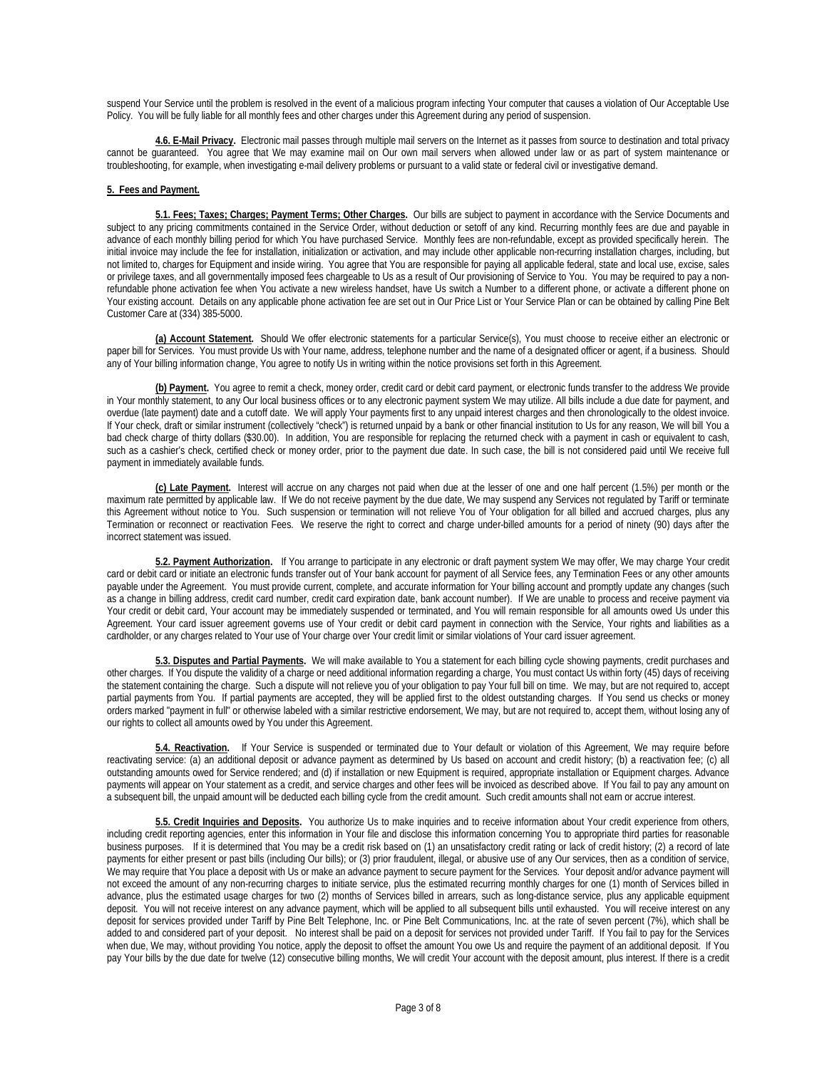suspend Your Service until the problem is resolved in the event of a malicious program infecting Your computer that causes a violation of Our Acceptable Use Policy. You will be fully liable for all monthly fees and other charges under this Agreement during any period of suspension.

**4.6. E-Mail Privacy.** Electronic mail passes through multiple mail servers on the Internet as it passes from source to destination and total privacy cannot be guaranteed. You agree that We may examine mail on Our own mail servers when allowed under law or as part of system maintenance or troubleshooting, for example, when investigating e-mail delivery problems or pursuant to a valid state or federal civil or investigative demand.

**5. Fees and Payment.**

**5.1. Fees; Taxes; Charges; Payment Terms; Other Charges.** Our bills are subject to payment in accordance with the Service Documents and subject to any pricing commitments contained in the Service Order, without deduction or setoff of any kind. Recurring monthly fees are due and payable in advance of each monthly billing period for which You have purchased Service. Monthly fees are non-refundable, except as provided specifically herein. The initial invoice may include the fee for installation, initialization or activation, and may include other applicable non-recurring installation charges, including, but not limited to, charges for Equipment and inside wiring. You agree that You are responsible for paying all applicable federal, state and local use, excise, sales or privilege taxes, and all governmentally imposed fees chargeable to Us as a result of Our provisioning of Service to You. You may be required to pay a non-refundable phone activation fee when You activate a new wireless handset, have Us switch a Number to a different phone, or activate a different phone on Your existing account. Details on any applicable phone activation fee are set out in Our Price List or Your Service Plan or can be obtained by calling Pine Belt Customer Care at (334) 385-5000.

**(a) Account Statement.** Should We offer electronic statements for a particular Service(s), You must choose to receive either an electronic or paper bill for Services. You must provide Us with Your name, address, telephone number and the name of a designated officer or agent, if a business. Should any of Your billing information change, You agree to notify Us in writing within the notice provisions set forth in this Agreement.

**(b) Payment.** You agree to remit a check, money order, credit card or debit card payment, or electronic funds transfer to the address We provide in Your monthly statement, to any Our local business offices or to any electronic payment system We may utilize. All bills include a due date for payment, and overdue (late payment) date and a cutoff date. We will apply Your payments first to any unpaid interest charges and then chronologically to the oldest invoice. If Your check, draft or similar instrument (collectively "check") is returned unpaid by a bank or other financial institution to Us for any reason, We will bill You a bad check charge of thirty dollars ($30.00). In addition, You are responsible for replacing the returned check with a payment in cash or equivalent to cash, such as a cashier's check, certified check or money order, prior to the payment due date. In such case, the bill is not considered paid until We receive full payment in immediately available funds.

**(c) Late Payment.** Interest will accrue on any charges not paid when due at the lesser of one and one half percent (1.5%) per month or the maximum rate permitted by applicable law. If We do not receive payment by the due date, We may suspend any Services not regulated by Tariff or terminate this Agreement without notice to You. Such suspension or termination will not relieve You of Your obligation for all billed and accrued charges, plus any Termination or reconnect or reactivation Fees. We reserve the right to correct and charge under-billed amounts for a period of ninety (90) days after the incorrect statement was issued.

**5.2. Payment Authorization.** If You arrange to participate in any electronic or draft payment system We may offer, We may charge Your credit card or debit card or initiate an electronic funds transfer out of Your bank account for payment of all Service fees, any Termination Fees or any other amounts payable under the Agreement. You must provide current, complete, and accurate information for Your billing account and promptly update any changes (such as a change in billing address, credit card number, credit card expiration date, bank account number). If We are unable to process and receive payment via Your credit or debit card, Your account may be immediately suspended or terminated, and You will remain responsible for all amounts owed Us under this Agreement. Your card issuer agreement governs use of Your credit or debit card payment in connection with the Service, Your rights and liabilities as a cardholder, or any charges related to Your use of Your charge over Your credit limit or similar violations of Your card issuer agreement.

**5.3. Disputes and Partial Payments.** We will make available to You a statement for each billing cycle showing payments, credit purchases and other charges. If You dispute the validity of a charge or need additional information regarding a charge, You must contact Us within forty (45) days of receiving the statement containing the charge. Such a dispute will not relieve you of your obligation to pay Your full bill on time. We may, but are not required to, accept partial payments from You. If partial payments are accepted, they will be applied first to the oldest outstanding charges. If You send us checks or money orders marked "payment in full" or otherwise labeled with a similar restrictive endorsement, We may, but are not required to, accept them, without losing any of our rights to collect all amounts owed by You under this Agreement.

**5.4. Reactivation.** If Your Service is suspended or terminated due to Your default or violation of this Agreement, We may require before reactivating service: (a) an additional deposit or advance payment as determined by Us based on account and credit history; (b) a reactivation fee; (c) all outstanding amounts owed for Service rendered; and (d) if installation or new Equipment is required, appropriate installation or Equipment charges. Advance payments will appear on Your statement as a credit, and service charges and other fees will be invoiced as described above. If You fail to pay any amount on a subsequent bill, the unpaid amount will be deducted each billing cycle from the credit amount. Such credit amounts shall not earn or accrue interest.

**5.5. Credit Inquiries and Deposits.** You authorize Us to make inquiries and to receive information about Your credit experience from others, including credit reporting agencies, enter this information in Your file and disclose this information concerning You to appropriate third parties for reasonable business purposes. If it is determined that You may be a credit risk based on (1) an unsatisfactory credit rating or lack of credit history; (2) a record of late payments for either present or past bills (including Our bills); or (3) prior fraudulent, illegal, or abusive use of any Our services, then as a condition of service, We may require that You place a deposit with Us or make an advance payment to secure payment for the Services. Your deposit and/or advance payment will not exceed the amount of any non-recurring charges to initiate service, plus the estimated recurring monthly charges for one (1) month of Services billed in advance, plus the estimated usage charges for two (2) months of Services billed in arrears, such as long-distance service, plus any applicable equipment deposit. You will not receive interest on any advance payment, which will be applied to all subsequent bills until exhausted. You will receive interest on any deposit for services provided under Tariff by Pine Belt Telephone, Inc. or Pine Belt Communications, Inc. at the rate of seven percent (7%), which shall be added to and considered part of your deposit. No interest shall be paid on a deposit for services not provided under Tariff. If You fail to pay for the Services when due, We may, without providing You notice, apply the deposit to offset the amount You owe Us and require the payment of an additional deposit. If You pay Your bills by the due date for twelve (12) consecutive billing months, We will credit Your account with the deposit amount, plus interest. If there is a credit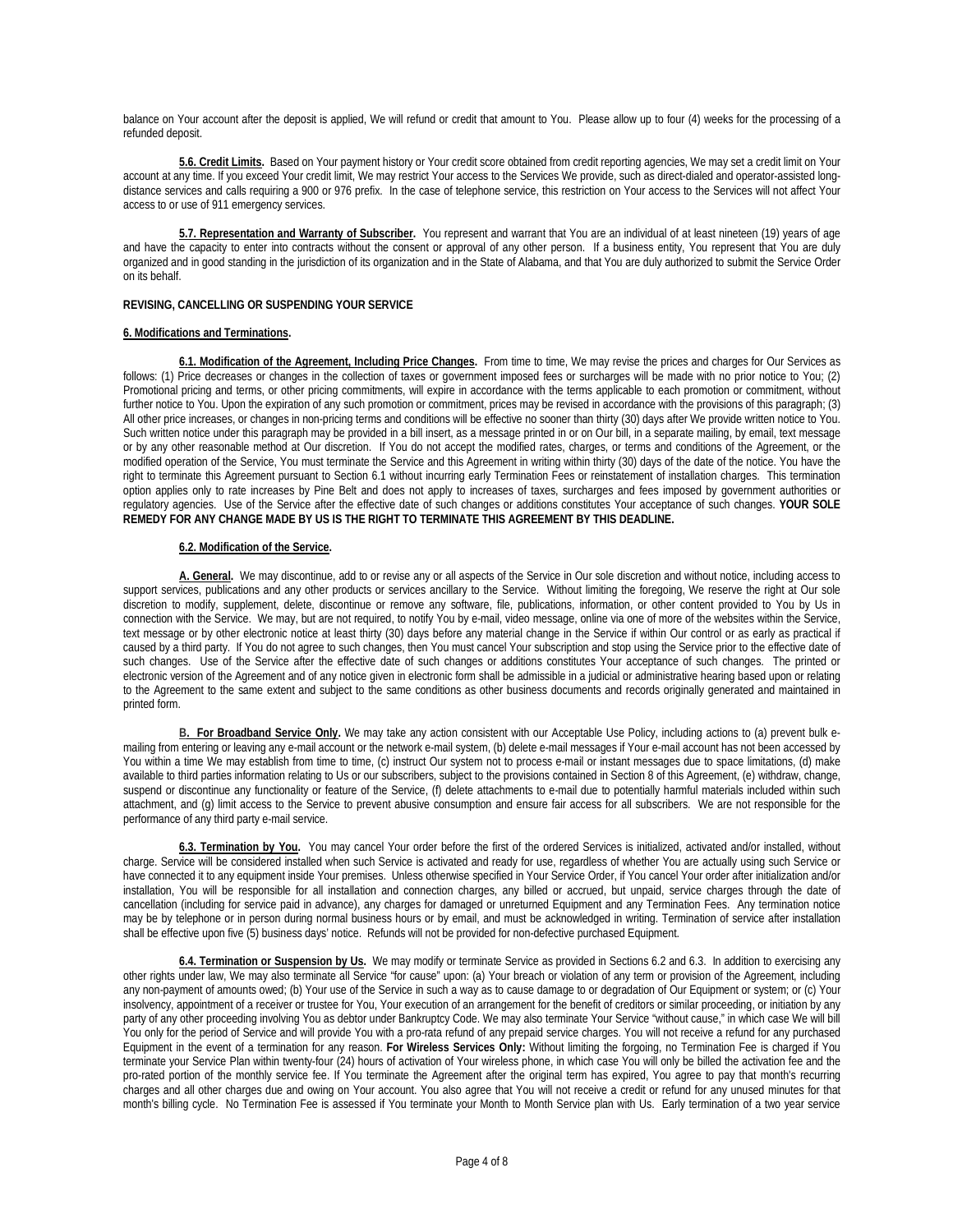balance on Your account after the deposit is applied, We will refund or credit that amount to You. Please allow up to four (4) weeks for the processing of a refunded deposit.

**5.6. Credit Limits.** Based on Your payment history or Your credit score obtained from credit reporting agencies, We may set a credit limit on Your account at any time. If you exceed Your credit limit, We may restrict Your access to the Services We provide, such as direct-dialed and operator-assisted long-distance services and calls requiring a 900 or 976 prefix. In the case of telephone service, this restriction on Your access to the Services will not affect Your access to or use of 911 emergency services.

**5.7. Representation and Warranty of Subscriber.** You represent and warrant that You are an individual of at least nineteen (19) years of age and have the capacity to enter into contracts without the consent or approval of any other person. If a business entity, You represent that You are duly organized and in good standing in the jurisdiction of its organization and in the State of Alabama, and that You are duly authorized to submit the Service Order on its behalf.

**REVISING, CANCELLING OR SUSPENDING YOUR SERVICE**

**6. Modifications and Terminations.**

**6.1. Modification of the Agreement, Including Price Changes.** From time to time, We may revise the prices and charges for Our Services as follows: (1) Price decreases or changes in the collection of taxes or government imposed fees or surcharges will be made with no prior notice to You; (2) Promotional pricing and terms, or other pricing commitments, will expire in accordance with the terms applicable to each promotion or commitment, without further notice to You. Upon the expiration of any such promotion or commitment, prices may be revised in accordance with the provisions of this paragraph; (3) All other price increases, or changes in non-pricing terms and conditions will be effective no sooner than thirty (30) days after We provide written notice to You. Such written notice under this paragraph may be provided in a bill insert, as a message printed in or on Our bill, in a separate mailing, by email, text message or by any other reasonable method at Our discretion. If You do not accept the modified rates, charges, or terms and conditions of the Agreement, or the modified operation of the Service, You must terminate the Service and this Agreement in writing within thirty (30) days of the date of the notice. You have the right to terminate this Agreement pursuant to Section 6.1 without incurring early Termination Fees or reinstatement of installation charges. This termination option applies only to rate increases by Pine Belt and does not apply to increases of taxes, surcharges and fees imposed by government authorities or regulatory agencies. Use of the Service after the effective date of such changes or additions constitutes Your acceptance of such changes. **YOUR SOLE REMEDY FOR ANY CHANGE MADE BY US IS THE RIGHT TO TERMINATE THIS AGREEMENT BY THIS DEADLINE.**

**6.2. Modification of the Service.**

**A. General.** We may discontinue, add to or revise any or all aspects of the Service in Our sole discretion and without notice, including access to support services, publications and any other products or services ancillary to the Service. Without limiting the foregoing, We reserve the right at Our sole discretion to modify, supplement, delete, discontinue or remove any software, file, publications, information, or other content provided to You by Us in connection with the Service. We may, but are not required, to notify You by e-mail, video message, online via one of more of the websites within the Service, text message or by other electronic notice at least thirty (30) days before any material change in the Service if within Our control or as early as practical if caused by a third party. If You do not agree to such changes, then You must cancel Your subscription and stop using the Service prior to the effective date of such changes. Use of the Service after the effective date of such changes or additions constitutes Your acceptance of such changes. The printed or electronic version of the Agreement and of any notice given in electronic form shall be admissible in a judicial or administrative hearing based upon or relating to the Agreement to the same extent and subject to the same conditions as other business documents and records originally generated and maintained in printed form.

**B. For Broadband Service Only.** We may take any action consistent with our Acceptable Use Policy, including actions to (a) prevent bulk e-mailing from entering or leaving any e-mail account or the network e-mail system, (b) delete e-mail messages if Your e-mail account has not been accessed by You within a time We may establish from time to time, (c) instruct Our system not to process e-mail or instant messages due to space limitations, (d) make available to third parties information relating to Us or our subscribers, subject to the provisions contained in Section 8 of this Agreement, (e) withdraw, change, suspend or discontinue any functionality or feature of the Service, (f) delete attachments to e-mail due to potentially harmful materials included within such attachment, and (g) limit access to the Service to prevent abusive consumption and ensure fair access for all subscribers. We are not responsible for the performance of any third party e-mail service.

**6.3. Termination by You.** You may cancel Your order before the first of the ordered Services is initialized, activated and/or installed, without charge. Service will be considered installed when such Service is activated and ready for use, regardless of whether You are actually using such Service or have connected it to any equipment inside Your premises. Unless otherwise specified in Your Service Order, if You cancel Your order after initialization and/or installation, You will be responsible for all installation and connection charges, any billed or accrued, but unpaid, service charges through the date of cancellation (including for service paid in advance), any charges for damaged or unreturned Equipment and any Termination Fees. Any termination notice may be by telephone or in person during normal business hours or by email, and must be acknowledged in writing. Termination of service after installation shall be effective upon five (5) business days' notice. Refunds will not be provided for non-defective purchased Equipment.

**6.4. Termination or Suspension by Us.** We may modify or terminate Service as provided in Sections 6.2 and 6.3. In addition to exercising any other rights under law, We may also terminate all Service "for cause" upon: (a) Your breach or violation of any term or provision of the Agreement, including any non-payment of amounts owed; (b) Your use of the Service in such a way as to cause damage to or degradation of Our Equipment or system; or (c) Your insolvency, appointment of a receiver or trustee for You, Your execution of an arrangement for the benefit of creditors or similar proceeding, or initiation by any party of any other proceeding involving You as debtor under Bankruptcy Code. We may also terminate Your Service "without cause," in which case We will bill You only for the period of Service and will provide You with a pro-rata refund of any prepaid service charges. You will not receive a refund for any purchased Equipment in the event of a termination for any reason. **For Wireless Services Only:** Without limiting the forgoing, no Termination Fee is charged if You terminate your Service Plan within twenty-four (24) hours of activation of Your wireless phone, in which case You will only be billed the activation fee and the pro-rated portion of the monthly service fee. If You terminate the Agreement after the original term has expired, You agree to pay that month's recurring charges and all other charges due and owing on Your account. You also agree that You will not receive a credit or refund for any unused minutes for that month's billing cycle. No Termination Fee is assessed if You terminate your Month to Month Service plan with Us. Early termination of a two year service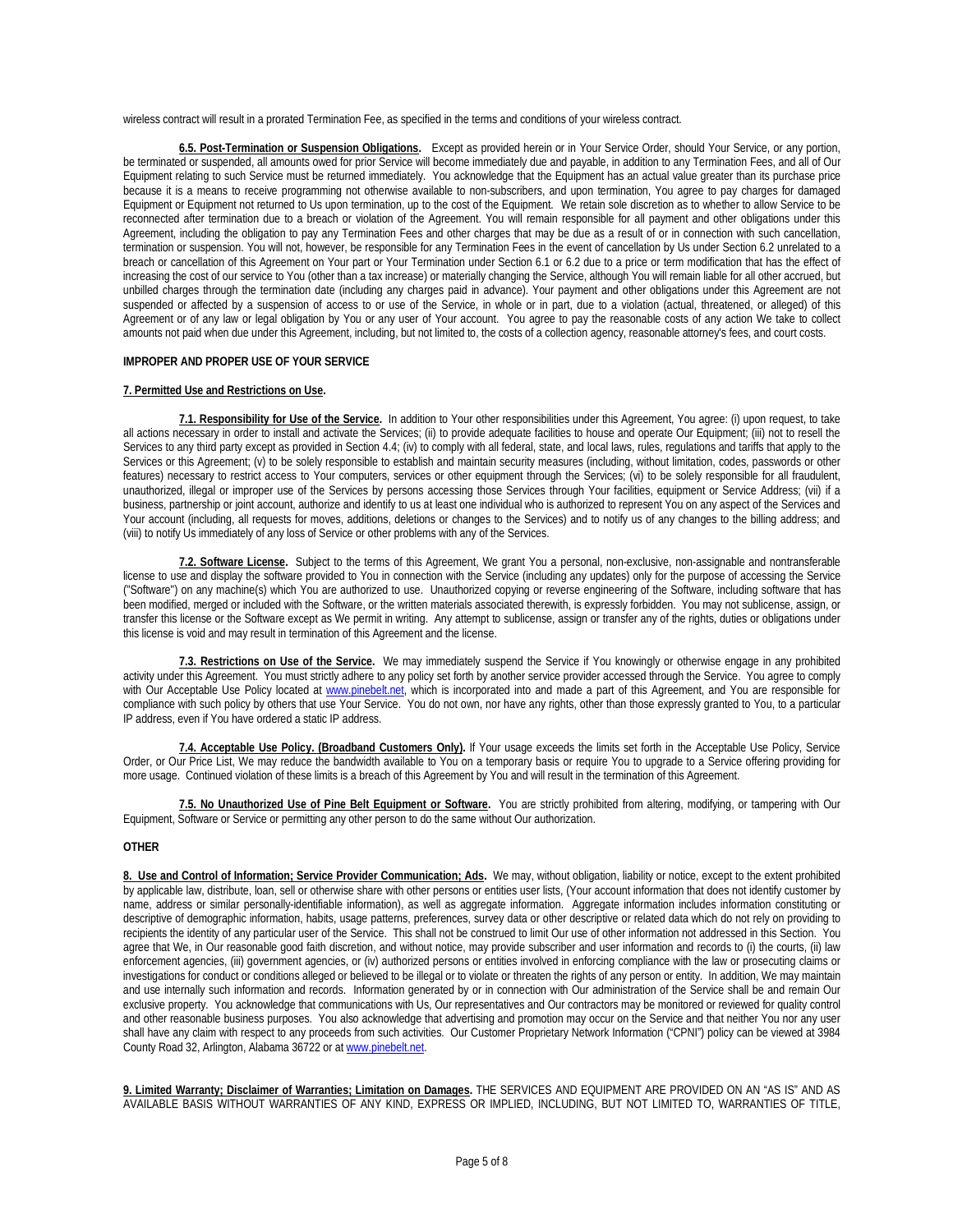wireless contract will result in a prorated Termination Fee, as specified in the terms and conditions of your wireless contract.

**6.5. Post-Termination or Suspension Obligations.** Except as provided herein or in Your Service Order, should Your Service, or any portion, be terminated or suspended, all amounts owed for prior Service will become immediately due and payable, in addition to any Termination Fees, and all of Our Equipment relating to such Service must be returned immediately. You acknowledge that the Equipment has an actual value greater than its purchase price because it is a means to receive programming not otherwise available to non-subscribers, and upon termination, You agree to pay charges for damaged Equipment or Equipment not returned to Us upon termination, up to the cost of the Equipment. We retain sole discretion as to whether to allow Service to be reconnected after termination due to a breach or violation of the Agreement. You will remain responsible for all payment and other obligations under this Agreement, including the obligation to pay any Termination Fees and other charges that may be due as a result of or in connection with such cancellation, termination or suspension. You will not, however, be responsible for any Termination Fees in the event of cancellation by Us under Section 6.2 unrelated to a breach or cancellation of this Agreement on Your part or Your Termination under Section 6.1 or 6.2 due to a price or term modification that has the effect of increasing the cost of our service to You (other than a tax increase) or materially changing the Service, although You will remain liable for all other accrued, but unbilled charges through the termination date (including any charges paid in advance). Your payment and other obligations under this Agreement are not suspended or affected by a suspension of access to or use of the Service, in whole or in part, due to a violation (actual, threatened, or alleged) of this Agreement or of any law or legal obligation by You or any user of Your account. You agree to pay the reasonable costs of any action We take to collect amounts not paid when due under this Agreement, including, but not limited to, the costs of a collection agency, reasonable attorney's fees, and court costs.

**IMPROPER AND PROPER USE OF YOUR SERVICE**

**7. Permitted Use and Restrictions on Use.**

**7.1. Responsibility for Use of the Service.** In addition to Your other responsibilities under this Agreement, You agree: (i) upon request, to take all actions necessary in order to install and activate the Services; (ii) to provide adequate facilities to house and operate Our Equipment; (iii) not to resell the Services to any third party except as provided in Section 4.4; (iv) to comply with all federal, state, and local laws, rules, regulations and tariffs that apply to the Services or this Agreement; (v) to be solely responsible to establish and maintain security measures (including, without limitation, codes, passwords or other features) necessary to restrict access to Your computers, services or other equipment through the Services; (vi) to be solely responsible for all fraudulent, unauthorized, illegal or improper use of the Services by persons accessing those Services through Your facilities, equipment or Service Address; (vii) if a business, partnership or joint account, authorize and identify to us at least one individual who is authorized to represent You on any aspect of the Services and Your account (including, all requests for moves, additions, deletions or changes to the Services) and to notify us of any changes to the billing address; and (viii) to notify Us immediately of any loss of Service or other problems with any of the Services.

**7.2. Software License.** Subject to the terms of this Agreement, We grant You a personal, non-exclusive, non-assignable and nontransferable license to use and display the software provided to You in connection with the Service (including any updates) only for the purpose of accessing the Service ("Software") on any machine(s) which You are authorized to use. Unauthorized copying or reverse engineering of the Software, including software that has been modified, merged or included with the Software, or the written materials associated therewith, is expressly forbidden. You may not sublicense, assign, or transfer this license or the Software except as We permit in writing. Any attempt to sublicense, assign or transfer any of the rights, duties or obligations under this license is void and may result in termination of this Agreement and the license.

**7.3. Restrictions on Use of the Service.** We may immediately suspend the Service if You knowingly or otherwise engage in any prohibited activity under this Agreement. You must strictly adhere to any policy set forth by another service provider accessed through the Service. You agree to comply with Our Acceptable Use Policy located at www.pinebelt.net, which is incorporated into and made a part of this Agreement, and You are responsible for compliance with such policy by others that use Your Service. You do not own, nor have any rights, other than those expressly granted to You, to a particular IP address, even if You have ordered a static IP address.

**7.4. Acceptable Use Policy. (Broadband Customers Only).** If Your usage exceeds the limits set forth in the Acceptable Use Policy, Service Order, or Our Price List, We may reduce the bandwidth available to You on a temporary basis or require You to upgrade to a Service offering providing for more usage. Continued violation of these limits is a breach of this Agreement by You and will result in the termination of this Agreement.

**7.5. No Unauthorized Use of Pine Belt Equipment or Software.** You are strictly prohibited from altering, modifying, or tampering with Our Equipment, Software or Service or permitting any other person to do the same without Our authorization.

**OTHER**

**8. Use and Control of Information; Service Provider Communication; Ads.** We may, without obligation, liability or notice, except to the extent prohibited by applicable law, distribute, loan, sell or otherwise share with other persons or entities user lists, (Your account information that does not identify customer by name, address or similar personally-identifiable information), as well as aggregate information. Aggregate information includes information constituting or descriptive of demographic information, habits, usage patterns, preferences, survey data or other descriptive or related data which do not rely on providing to recipients the identity of any particular user of the Service. This shall not be construed to limit Our use of other information not addressed in this Section. You agree that We, in Our reasonable good faith discretion, and without notice, may provide subscriber and user information and records to (i) the courts, (ii) law enforcement agencies, (iii) government agencies, or (iv) authorized persons or entities involved in enforcing compliance with the law or prosecuting claims or investigations for conduct or conditions alleged or believed to be illegal or to violate or threaten the rights of any person or entity. In addition, We may maintain and use internally such information and records. Information generated by or in connection with Our administration of the Service shall be and remain Our exclusive property. You acknowledge that communications with Us, Our representatives and Our contractors may be monitored or reviewed for quality control and other reasonable business purposes. You also acknowledge that advertising and promotion may occur on the Service and that neither You nor any user shall have any claim with respect to any proceeds from such activities. Our Customer Proprietary Network Information ("CPNI") policy can be viewed at 3984 County Road 32, Arlington, Alabama 36722 or at www.pinebelt.net.

**9. Limited Warranty; Disclaimer of Warranties; Limitation on Damages.** THE SERVICES AND EQUIPMENT ARE PROVIDED ON AN "AS IS" AND AS AVAILABLE BASIS WITHOUT WARRANTIES OF ANY KIND, EXPRESS OR IMPLIED, INCLUDING, BUT NOT LIMITED TO, WARRANTIES OF TITLE,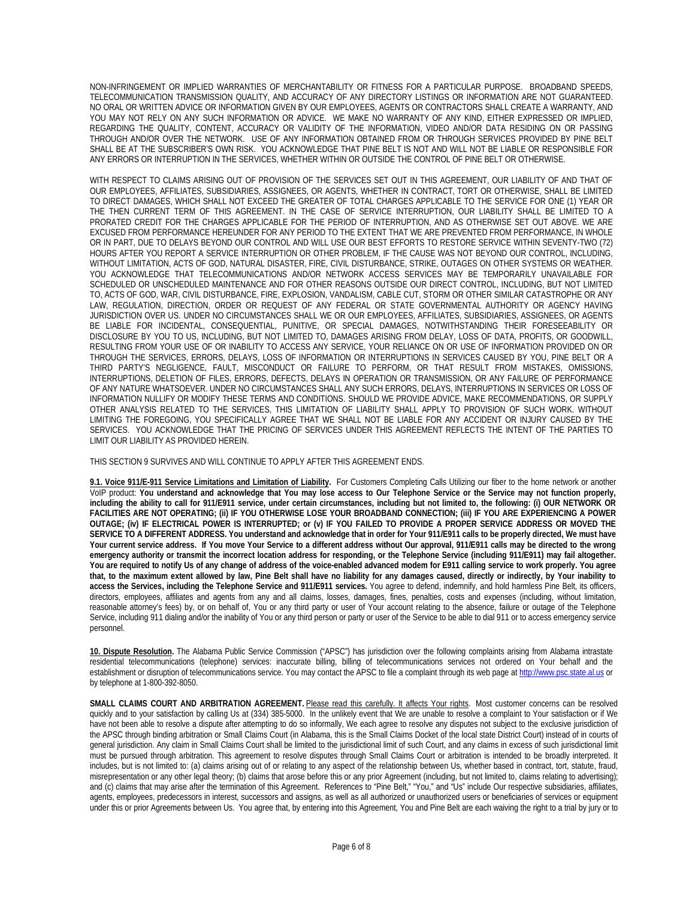NON-INFRINGEMENT OR IMPLIED WARRANTIES OF MERCHANTABILITY OR FITNESS FOR A PARTICULAR PURPOSE. BROADBAND SPEEDS, TELECOMMUNICATION TRANSMISSION QUALITY, AND ACCURACY OF ANY DIRECTORY LISTINGS OR INFORMATION ARE NOT GUARANTEED. NO ORAL OR WRITTEN ADVICE OR INFORMATION GIVEN BY OUR EMPLOYEES, AGENTS OR CONTRACTORS SHALL CREATE A WARRANTY, AND YOU MAY NOT RELY ON ANY SUCH INFORMATION OR ADVICE. WE MAKE NO WARRANTY OF ANY KIND, EITHER EXPRESSED OR IMPLIED, REGARDING THE QUALITY, CONTENT, ACCURACY OR VALIDITY OF THE INFORMATION, VIDEO AND/OR DATA RESIDING ON OR PASSING THROUGH AND/OR OVER THE NETWORK. USE OF ANY INFORMATION OBTAINED FROM OR THROUGH SERVICES PROVIDED BY PINE BELT SHALL BE AT THE SUBSCRIBER'S OWN RISK. YOU ACKNOWLEDGE THAT PINE BELT IS NOT AND WILL NOT BE LIABLE OR RESPONSIBLE FOR ANY ERRORS OR INTERRUPTION IN THE SERVICES, WHETHER WITHIN OR OUTSIDE THE CONTROL OF PINE BELT OR OTHERWISE.

WITH RESPECT TO CLAIMS ARISING OUT OF PROVISION OF THE SERVICES SET OUT IN THIS AGREEMENT, OUR LIABILITY OF AND THAT OF OUR EMPLOYEES, AFFILIATES, SUBSIDIARIES, ASSIGNEES, OR AGENTS, WHETHER IN CONTRACT, TORT OR OTHERWISE, SHALL BE LIMITED TO DIRECT DAMAGES, WHICH SHALL NOT EXCEED THE GREATER OF TOTAL CHARGES APPLICABLE TO THE SERVICE FOR ONE (1) YEAR OR THE THEN CURRENT TERM OF THIS AGREEMENT. IN THE CASE OF SERVICE INTERRUPTION, OUR LIABILITY SHALL BE LIMITED TO A PRORATED CREDIT FOR THE CHARGES APPLICABLE FOR THE PERIOD OF INTERRUPTION, AND AS OTHERWISE SET OUT ABOVE. WE ARE EXCUSED FROM PERFORMANCE HEREUNDER FOR ANY PERIOD TO THE EXTENT THAT WE ARE PREVENTED FROM PERFORMANCE, IN WHOLE OR IN PART, DUE TO DELAYS BEYOND OUR CONTROL AND WILL USE OUR BEST EFFORTS TO RESTORE SERVICE WITHIN SEVENTY-TWO (72) HOURS AFTER YOU REPORT A SERVICE INTERRUPTION OR OTHER PROBLEM, IF THE CAUSE WAS NOT BEYOND OUR CONTROL, INCLUDING, WITHOUT LIMITATION, ACTS OF GOD, NATURAL DISASTER, FIRE, CIVIL DISTURBANCE, STRIKE, OUTAGES ON OTHER SYSTEMS OR WEATHER. YOU ACKNOWLEDGE THAT TELECOMMUNICATIONS AND/OR NETWORK ACCESS SERVICES MAY BE TEMPORARILY UNAVAILABLE FOR SCHEDULED OR UNSCHEDULED MAINTENANCE AND FOR OTHER REASONS OUTSIDE OUR DIRECT CONTROL, INCLUDING, BUT NOT LIMITED TO, ACTS OF GOD, WAR, CIVIL DISTURBANCE, FIRE, EXPLOSION, VANDALISM, CABLE CUT, STORM OR OTHER SIMILAR CATASTROPHE OR ANY LAW, REGULATION, DIRECTION, ORDER OR REQUEST OF ANY FEDERAL OR STATE GOVERNMENTAL AUTHORITY OR AGENCY HAVING JURISDICTION OVER US. UNDER NO CIRCUMSTANCES SHALL WE OR OUR EMPLOYEES, AFFILIATES, SUBSIDIARIES, ASSIGNEES, OR AGENTS BE LIABLE FOR INCIDENTAL, CONSEQUENTIAL, PUNITIVE, OR SPECIAL DAMAGES, NOTWITHSTANDING THEIR FORESEEABILITY OR DISCLOSURE BY YOU TO US, INCLUDING, BUT NOT LIMITED TO, DAMAGES ARISING FROM DELAY, LOSS OF DATA, PROFITS, OR GOODWILL, RESULTING FROM YOUR USE OF OR INABILITY TO ACCESS ANY SERVICE, YOUR RELIANCE ON OR USE OF INFORMATION PROVIDED ON OR THROUGH THE SERVICES, ERRORS, DELAYS, LOSS OF INFORMATION OR INTERRUPTIONS IN SERVICES CAUSED BY YOU, PINE BELT OR A THIRD PARTY'S NEGLIGENCE, FAULT, MISCONDUCT OR FAILURE TO PERFORM, OR THAT RESULT FROM MISTAKES, OMISSIONS, INTERRUPTIONS, DELETION OF FILES, ERRORS, DEFECTS, DELAYS IN OPERATION OR TRANSMISSION, OR ANY FAILURE OF PERFORMANCE OF ANY NATURE WHATSOEVER. UNDER NO CIRCUMSTANCES SHALL ANY SUCH ERRORS, DELAYS, INTERRUPTIONS IN SERVICES OR LOSS OF INFORMATION NULLIFY OR MODIFY THESE TERMS AND CONDITIONS. SHOULD WE PROVIDE ADVICE, MAKE RECOMMENDATIONS, OR SUPPLY OTHER ANALYSIS RELATED TO THE SERVICES, THIS LIMITATION OF LIABILITY SHALL APPLY TO PROVISION OF SUCH WORK. WITHOUT LIMITING THE FOREGOING, YOU SPECIFICALLY AGREE THAT WE SHALL NOT BE LIABLE FOR ANY ACCIDENT OR INJURY CAUSED BY THE SERVICES. YOU ACKNOWLEDGE THAT THE PRICING OF SERVICES UNDER THIS AGREEMENT REFLECTS THE INTENT OF THE PARTIES TO LIMIT OUR LIABILITY AS PROVIDED HEREIN.

THIS SECTION 9 SURVIVES AND WILL CONTINUE TO APPLY AFTER THIS AGREEMENT ENDS.

**9.1. Voice 911/E-911 Service Limitations and Limitation of Liability.** For Customers Completing Calls Utilizing our fiber to the home network or another VoIP product: **You understand and acknowledge that You may lose access to Our Telephone Service or the Service may not function properly, including the ability to call for 911/E911 service, under certain circumstances, including but not limited to, the following: (i) OUR NETWORK OR FACILITIES ARE NOT OPERATING; (ii) IF YOU OTHERWISE LOSE YOUR BROADBAND CONNECTION; (iii) IF YOU ARE EXPERIENCING A POWER OUTAGE; (iv) IF ELECTRICAL POWER IS INTERRUPTED; or (v) IF YOU FAILED TO PROVIDE A PROPER SERVICE ADDRESS OR MOVED THE SERVICE TO A DIFFERENT ADDRESS. You understand and acknowledge that in order for Your 911/E911 calls to be properly directed, We must have Your current service address. If You move Your Service to a different address without Our approval, 911/E911 calls may be directed to the wrong emergency authority or transmit the incorrect location address for responding, or the Telephone Service (including 911/E911) may fail altogether. You are required to notify Us of any change of address of the voice-enabled advanced modem for E911 calling service to work properly. You agree that, to the maximum extent allowed by law, Pine Belt shall have no liability for any damages caused, directly or indirectly, by Your inability to access the Services, including the Telephone Service and 911/E911 services.** You agree to defend, indemnify, and hold harmless Pine Belt, its officers, directors, employees, affiliates and agents from any and all claims, losses, damages, fines, penalties, costs and expenses (including, without limitation, reasonable attorney's fees) by, or on behalf of, You or any third party or user of Your account relating to the absence, failure or outage of the Telephone Service, including 911 dialing and/or the inability of You or any third person or party or user of the Service to be able to dial 911 or to access emergency service personnel.

**10. Dispute Resolution.** The Alabama Public Service Commission ("APSC") has jurisdiction over the following complaints arising from Alabama intrastate residential telecommunications (telephone) services: inaccurate billing, billing of telecommunications services not ordered on Your behalf and the establishment or disruption of telecommunications service. You may contact the APSC to file a complaint through its web page at http://www.psc.state.al.us or by telephone at 1-800-392-8050.

**SMALL CLAIMS COURT AND ARBITRATION AGREEMENT.** Please read this carefully. It affects Your rights. Most customer concerns can be resolved quickly and to your satisfaction by calling Us at (334) 385-5000. In the unlikely event that We are unable to resolve a complaint to Your satisfaction or if We have not been able to resolve a dispute after attempting to do so informally, We each agree to resolve any disputes not subject to the exclusive jurisdiction of the APSC through binding arbitration or Small Claims Court (in Alabama, this is the Small Claims Docket of the local state District Court) instead of in courts of general jurisdiction. Any claim in Small Claims Court shall be limited to the jurisdictional limit of such Court, and any claims in excess of such jurisdictional limit must be pursued through arbitration. This agreement to resolve disputes through Small Claims Court or arbitration is intended to be broadly interpreted. It includes, but is not limited to: (a) claims arising out of or relating to any aspect of the relationship between Us, whether based in contract, tort, statute, fraud, misrepresentation or any other legal theory; (b) claims that arose before this or any prior Agreement (including, but not limited to, claims relating to advertising); and (c) claims that may arise after the termination of this Agreement. References to "Pine Belt," "You," and "Us" include Our respective subsidiaries, affiliates, agents, employees, predecessors in interest, successors and assigns, as well as all authorized or unauthorized users or beneficiaries of services or equipment under this or prior Agreements between Us. You agree that, by entering into this Agreement, You and Pine Belt are each waiving the right to a trial by jury or to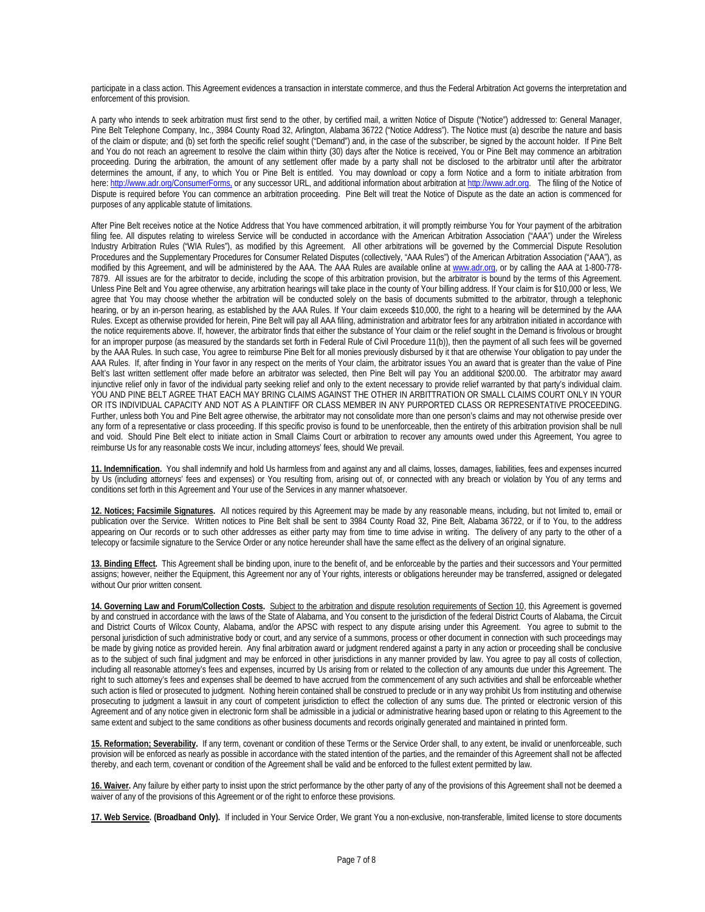participate in a class action. This Agreement evidences a transaction in interstate commerce, and thus the Federal Arbitration Act governs the interpretation and enforcement of this provision.

A party who intends to seek arbitration must first send to the other, by certified mail, a written Notice of Dispute ("Notice") addressed to: General Manager, Pine Belt Telephone Company, Inc., 3984 County Road 32, Arlington, Alabama 36722 ("Notice Address"). The Notice must (a) describe the nature and basis of the claim or dispute; and (b) set forth the specific relief sought ("Demand") and, in the case of the subscriber, be signed by the account holder. If Pine Belt and You do not reach an agreement to resolve the claim within thirty (30) days after the Notice is received, You or Pine Belt may commence an arbitration proceeding. During the arbitration, the amount of any settlement offer made by a party shall not be disclosed to the arbitrator until after the arbitrator determines the amount, if any, to which You or Pine Belt is entitled. You may download or copy a form Notice and a form to initiate arbitration from here: http://www.adr.org/ConsumerForms, or any successor URL, and additional information about arbitration at http://www.adr.org. The filing of the Notice of Dispute is required before You can commence an arbitration proceeding. Pine Belt will treat the Notice of Dispute as the date an action is commenced for purposes of any applicable statute of limitations.

After Pine Belt receives notice at the Notice Address that You have commenced arbitration, it will promptly reimburse You for Your payment of the arbitration filing fee. All disputes relating to wireless Service will be conducted in accordance with the American Arbitration Association ("AAA") under the Wireless Industry Arbitration Rules ("WIA Rules"), as modified by this Agreement. All other arbitrations will be governed by the Commercial Dispute Resolution Procedures and the Supplementary Procedures for Consumer Related Disputes (collectively, "AAA Rules") of the American Arbitration Association ("AAA"), as modified by this Agreement, and will be administered by the AAA. The AAA Rules are available online at www.adr.org, or by calling the AAA at 1-800-778-7879. All issues are for the arbitrator to decide, including the scope of this arbitration provision, but the arbitrator is bound by the terms of this Agreement. Unless Pine Belt and You agree otherwise, any arbitration hearings will take place in the county of Your billing address. If Your claim is for $10,000 or less, We agree that You may choose whether the arbitration will be conducted solely on the basis of documents submitted to the arbitrator, through a telephonic hearing, or by an in-person hearing, as established by the AAA Rules. If Your claim exceeds $10,000, the right to a hearing will be determined by the AAA Rules. Except as otherwise provided for herein, Pine Belt will pay all AAA filing, administration and arbitrator fees for any arbitration initiated in accordance with the notice requirements above. If, however, the arbitrator finds that either the substance of Your claim or the relief sought in the Demand is frivolous or brought for an improper purpose (as measured by the standards set forth in Federal Rule of Civil Procedure 11(b)), then the payment of all such fees will be governed by the AAA Rules. In such case, You agree to reimburse Pine Belt for all monies previously disbursed by it that are otherwise Your obligation to pay under the AAA Rules. If, after finding in Your favor in any respect on the merits of Your claim, the arbitrator issues You an award that is greater than the value of Pine Belt's last written settlement offer made before an arbitrator was selected, then Pine Belt will pay You an additional $200.00. The arbitrator may award injunctive relief only in favor of the individual party seeking relief and only to the extent necessary to provide relief warranted by that party's individual claim. YOU AND PINE BELT AGREE THAT EACH MAY BRING CLAIMS AGAINST THE OTHER IN ARBITTRATION OR SMALL CLAIMS COURT ONLY IN YOUR OR ITS INDIVIDUAL CAPACITY AND NOT AS A PLAINTIFF OR CLASS MEMBER IN ANY PURPORTED CLASS OR REPRESENTATIVE PROCEEDING. Further, unless both You and Pine Belt agree otherwise, the arbitrator may not consolidate more than one person's claims and may not otherwise preside over any form of a representative or class proceeding. If this specific proviso is found to be unenforceable, then the entirety of this arbitration provision shall be null and void. Should Pine Belt elect to initiate action in Small Claims Court or arbitration to recover any amounts owed under this Agreement, You agree to reimburse Us for any reasonable costs We incur, including attorneys' fees, should We prevail.

**11. Indemnification.** You shall indemnify and hold Us harmless from and against any and all claims, losses, damages, liabilities, fees and expenses incurred by Us (including attorneys' fees and expenses) or You resulting from, arising out of, or connected with any breach or violation by You of any terms and conditions set forth in this Agreement and Your use of the Services in any manner whatsoever.

**12. Notices; Facsimile Signatures.** All notices required by this Agreement may be made by any reasonable means, including, but not limited to, email or publication over the Service. Written notices to Pine Belt shall be sent to 3984 County Road 32, Pine Belt, Alabama 36722, or if to You, to the address appearing on Our records or to such other addresses as either party may from time to time advise in writing. The delivery of any party to the other of a telecopy or facsimile signature to the Service Order or any notice hereunder shall have the same effect as the delivery of an original signature.

**13. Binding Effect.** This Agreement shall be binding upon, inure to the benefit of, and be enforceable by the parties and their successors and Your permitted assigns; however, neither the Equipment, this Agreement nor any of Your rights, interests or obligations hereunder may be transferred, assigned or delegated without Our prior written consent.

**14. Governing Law and Forum/Collection Costs.** Subject to the arbitration and dispute resolution requirements of Section 10, this Agreement is governed by and construed in accordance with the laws of the State of Alabama, and You consent to the jurisdiction of the federal District Courts of Alabama, the Circuit and District Courts of Wilcox County, Alabama, and/or the APSC with respect to any dispute arising under this Agreement. You agree to submit to the personal jurisdiction of such administrative body or court, and any service of a summons, process or other document in connection with such proceedings may be made by giving notice as provided herein. Any final arbitration award or judgment rendered against a party in any action or proceeding shall be conclusive as to the subject of such final judgment and may be enforced in other jurisdictions in any manner provided by law. You agree to pay all costs of collection, including all reasonable attorney's fees and expenses, incurred by Us arising from or related to the collection of any amounts due under this Agreement. The right to such attorney's fees and expenses shall be deemed to have accrued from the commencement of any such activities and shall be enforceable whether such action is filed or prosecuted to judgment. Nothing herein contained shall be construed to preclude or in any way prohibit Us from instituting and otherwise prosecuting to judgment a lawsuit in any court of competent jurisdiction to effect the collection of any sums due. The printed or electronic version of this Agreement and of any notice given in electronic form shall be admissible in a judicial or administrative hearing based upon or relating to this Agreement to the same extent and subject to the same conditions as other business documents and records originally generated and maintained in printed form.

**15. Reformation; Severability.** If any term, covenant or condition of these Terms or the Service Order shall, to any extent, be invalid or unenforceable, such provision will be enforced as nearly as possible in accordance with the stated intention of the parties, and the remainder of this Agreement shall not be affected thereby, and each term, covenant or condition of the Agreement shall be valid and be enforced to the fullest extent permitted by law.

**16. Waiver.** Any failure by either party to insist upon the strict performance by the other party of any of the provisions of this Agreement shall not be deemed a waiver of any of the provisions of this Agreement or of the right to enforce these provisions.

**17. Web Service. (Broadband Only).** If included in Your Service Order, We grant You a non-exclusive, non-transferable, limited license to store documents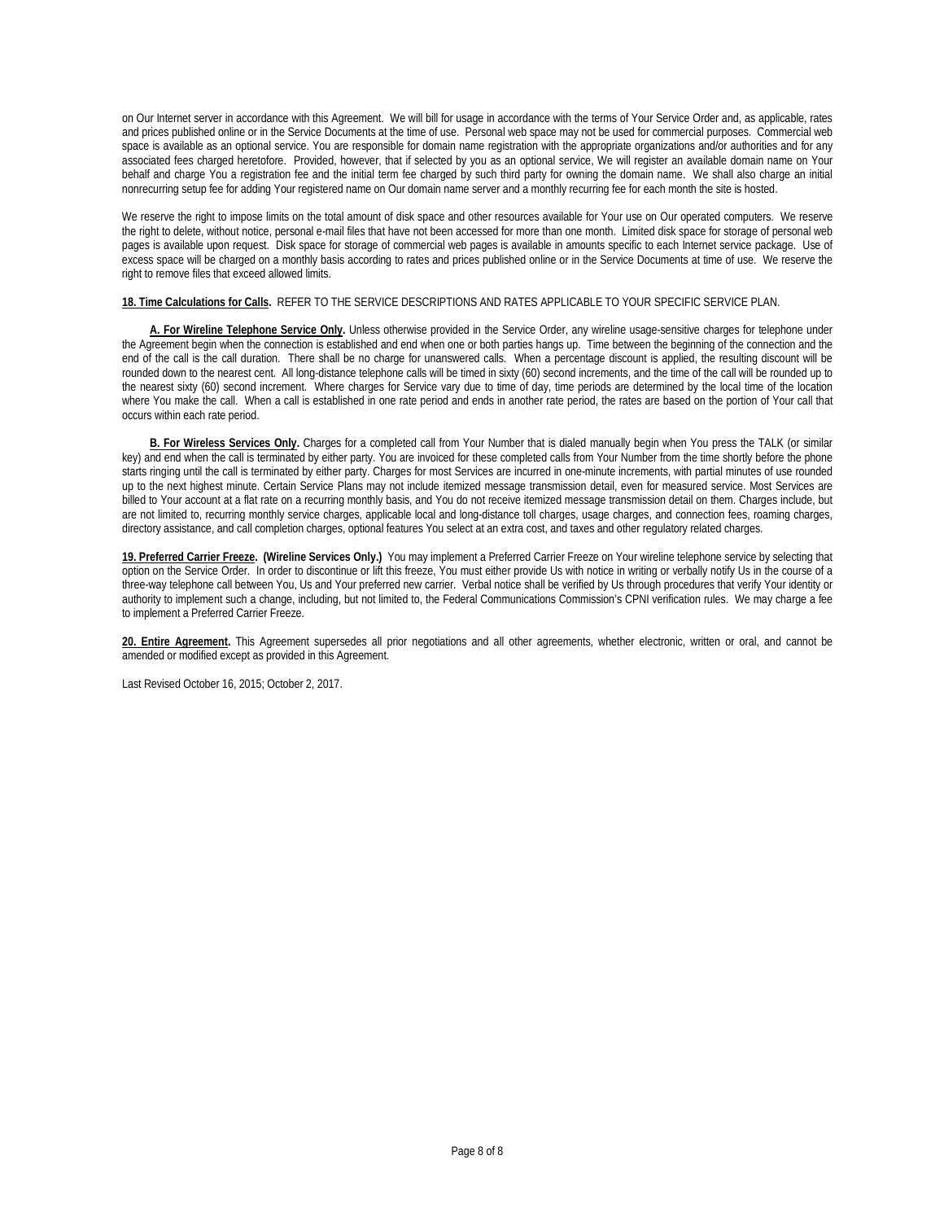on Our Internet server in accordance with this Agreement. We will bill for usage in accordance with the terms of Your Service Order and, as applicable, rates and prices published online or in the Service Documents at the time of use. Personal web space may not be used for commercial purposes. Commercial web space is available as an optional service. You are responsible for domain name registration with the appropriate organizations and/or authorities and for any associated fees charged heretofore. Provided, however, that if selected by you as an optional service, We will register an available domain name on Your behalf and charge You a registration fee and the initial term fee charged by such third party for owning the domain name. We shall also charge an initial nonrecurring setup fee for adding Your registered name on Our domain name server and a monthly recurring fee for each month the site is hosted.

We reserve the right to impose limits on the total amount of disk space and other resources available for Your use on Our operated computers. We reserve the right to delete, without notice, personal e-mail files that have not been accessed for more than one month. Limited disk space for storage of personal web pages is available upon request. Disk space for storage of commercial web pages is available in amounts specific to each Internet service package. Use of excess space will be charged on a monthly basis according to rates and prices published online or in the Service Documents at time of use. We reserve the right to remove files that exceed allowed limits.

**18. Time Calculations for Calls.** REFER TO THE SERVICE DESCRIPTIONS AND RATES APPLICABLE TO YOUR SPECIFIC SERVICE PLAN.

**A. For Wireline Telephone Service Only.** Unless otherwise provided in the Service Order, any wireline usage-sensitive charges for telephone under the Agreement begin when the connection is established and end when one or both parties hangs up. Time between the beginning of the connection and the end of the call is the call duration. There shall be no charge for unanswered calls. When a percentage discount is applied, the resulting discount will be rounded down to the nearest cent. All long-distance telephone calls will be timed in sixty (60) second increments, and the time of the call will be rounded up to the nearest sixty (60) second increment. Where charges for Service vary due to time of day, time periods are determined by the local time of the location where You make the call. When a call is established in one rate period and ends in another rate period, the rates are based on the portion of Your call that occurs within each rate period.

**B. For Wireless Services Only.** Charges for a completed call from Your Number that is dialed manually begin when You press the TALK (or similar key) and end when the call is terminated by either party. You are invoiced for these completed calls from Your Number from the time shortly before the phone starts ringing until the call is terminated by either party. Charges for most Services are incurred in one-minute increments, with partial minutes of use rounded up to the next highest minute. Certain Service Plans may not include itemized message transmission detail, even for measured service. Most Services are billed to Your account at a flat rate on a recurring monthly basis, and You do not receive itemized message transmission detail on them. Charges include, but are not limited to, recurring monthly service charges, applicable local and long-distance toll charges, usage charges, and connection fees, roaming charges, directory assistance, and call completion charges, optional features You select at an extra cost, and taxes and other regulatory related charges.

**19. Preferred Carrier Freeze. (Wireline Services Only.)** You may implement a Preferred Carrier Freeze on Your wireline telephone service by selecting that option on the Service Order. In order to discontinue or lift this freeze, You must either provide Us with notice in writing or verbally notify Us in the course of a three-way telephone call between You, Us and Your preferred new carrier. Verbal notice shall be verified by Us through procedures that verify Your identity or authority to implement such a change, including, but not limited to, the Federal Communications Commission's CPNI verification rules. We may charge a fee to implement a Preferred Carrier Freeze.

**20. Entire Agreement.** This Agreement supersedes all prior negotiations and all other agreements, whether electronic, written or oral, and cannot be amended or modified except as provided in this Agreement.

Last Revised October 16, 2015; October 2, 2017.